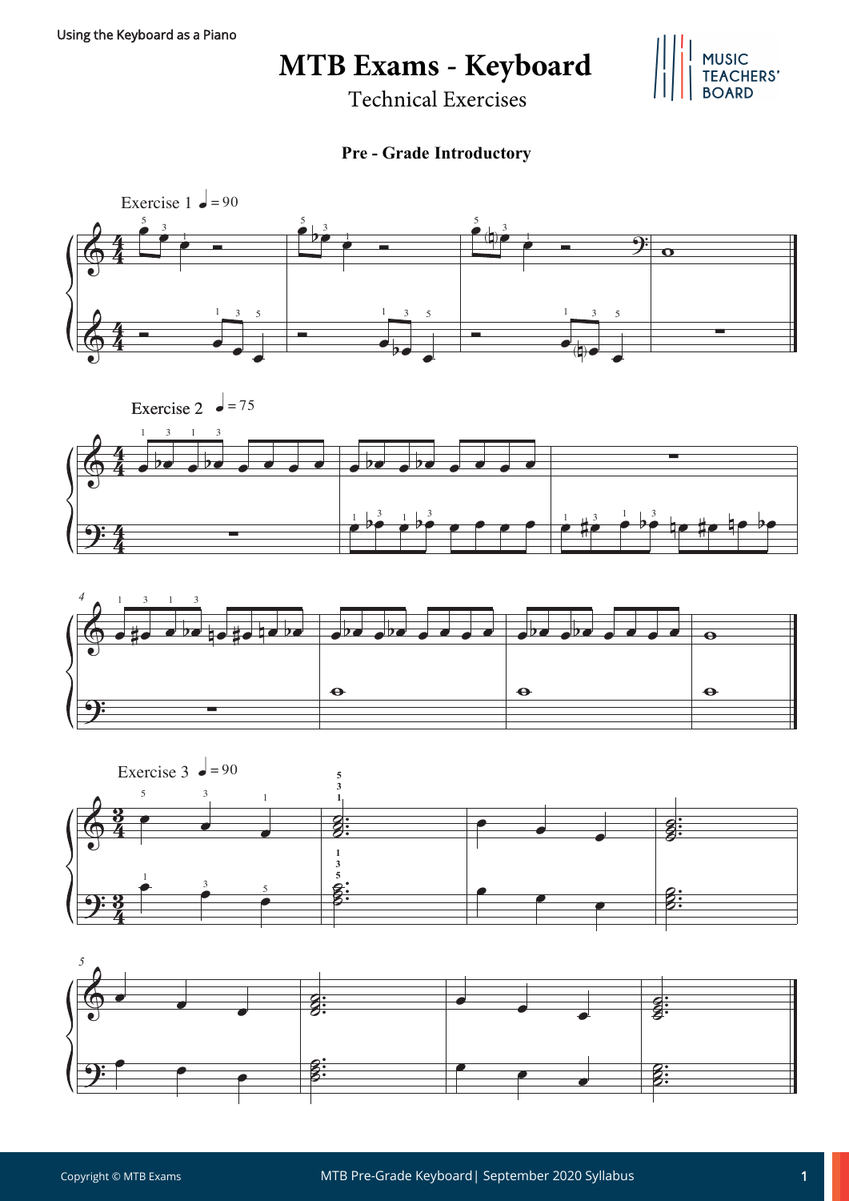# MTB Exams - Keyboard

Technical Exercises

### Pre - Grade Introductory

Exercise 1 ♩= 90

Exercise 2 ♩= 75

Exercise 3 ♩= 90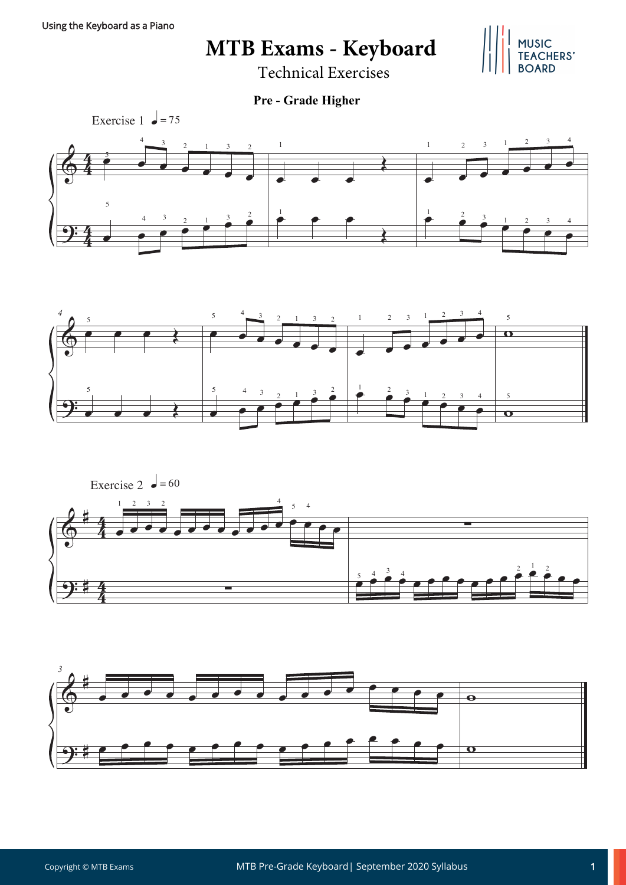# MTB Exams - Keyboard

Technical Exercises

**Pre - Grade Higher**

Exercise 1 ♩= 75

Exercise 2 ♩= 60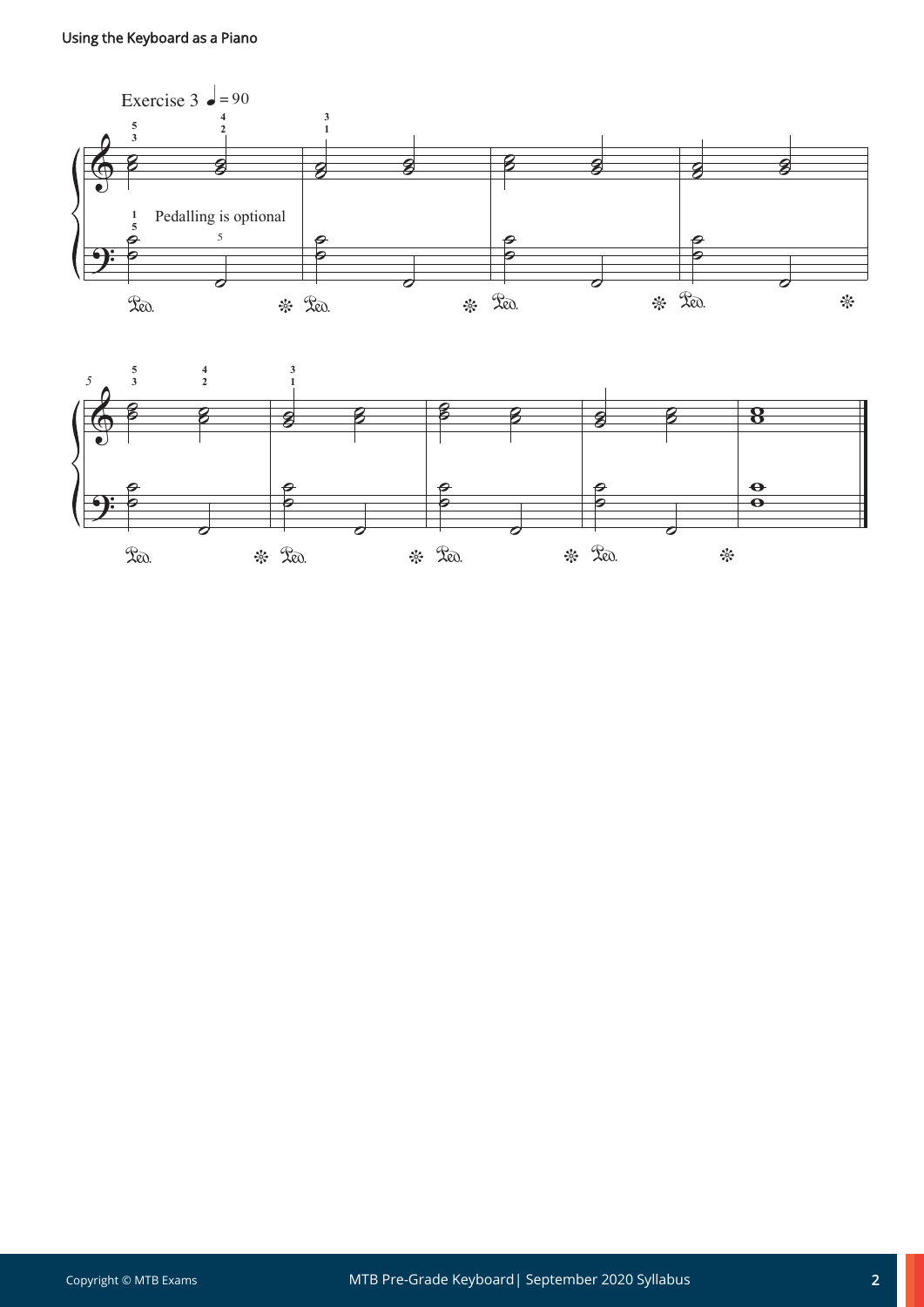Using the Keyboard as a Piano

Exercise 3 ♩ = 90

Pedalling is optional